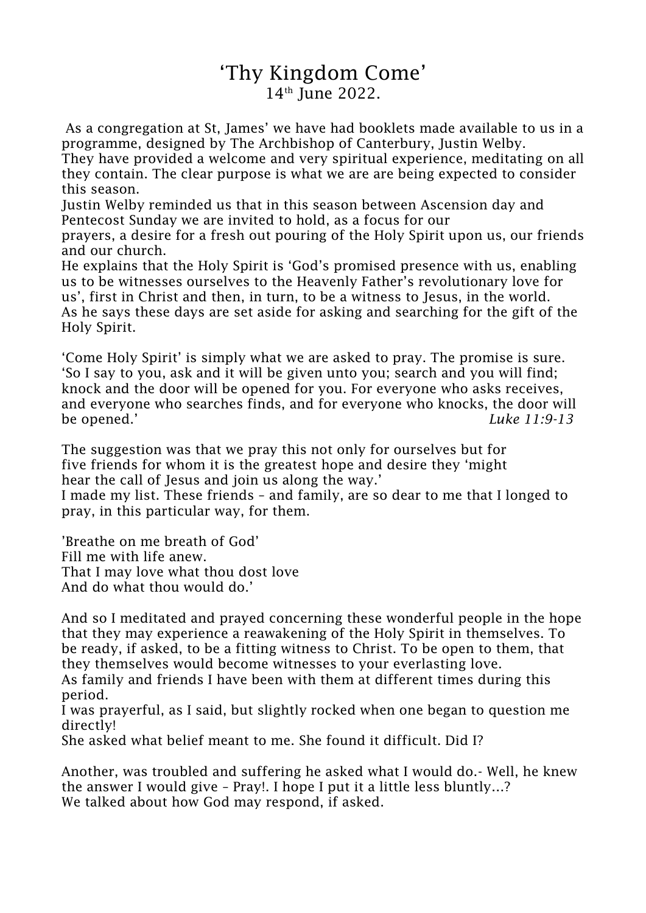# 'Thy Kingdom Come'

14th June 2022.

As a congregation at St, James' we have had booklets made available to us in a programme, designed by The Archbishop of Canterbury, Justin Welby.
They have provided a welcome and very spiritual experience, meditating on all they contain. The clear purpose is what we are are being expected to consider this season.
Justin Welby reminded us that in this season between Ascension day and Pentecost Sunday we are invited to hold, as a focus for our prayers, a desire for a fresh out pouring of the Holy Spirit upon us, our friends and our church.
He explains that the Holy Spirit is 'God's promised presence with us, enabling us to be witnesses ourselves to the Heavenly Father's revolutionary love for us', first in Christ and then, in turn, to be a witness to Jesus, in the world.
As he says these days are set aside for asking and searching for the gift of the Holy Spirit.

'Come Holy Spirit' is simply what we are asked to pray. The promise is sure.
'So I say to you, ask and it will be given unto you; search and you will find; knock and the door will be opened for you. For everyone who asks receives, and everyone who searches finds, and for everyone who knocks, the door will be opened.' *Luke 11:9-13*

The suggestion was that we pray this not only for ourselves but for five friends for whom it is the greatest hope and desire they 'might hear the call of Jesus and join us along the way.'
I made my list. These friends – and family, are so dear to me that I longed to pray, in this particular way, for them.

'Breathe on me breath of God'
Fill me with life anew.
That I may love what thou dost love
And do what thou would do.'

And so I meditated and prayed concerning these wonderful people in the hope that they may experience a reawakening of the Holy Spirit in themselves. To be ready, if asked, to be a fitting witness to Christ. To be open to them, that they themselves would become witnesses to your everlasting love.
As family and friends I have been with them at different times during this period.
I was prayerful, as I said, but slightly rocked when one began to question me directly!
She asked what belief meant to me. She found it difficult. Did I?

Another, was troubled and suffering he asked what I would do.- Well, he knew the answer I would give – Pray!. I hope I put it a little less bluntly…?
We talked about how God may respond, if asked.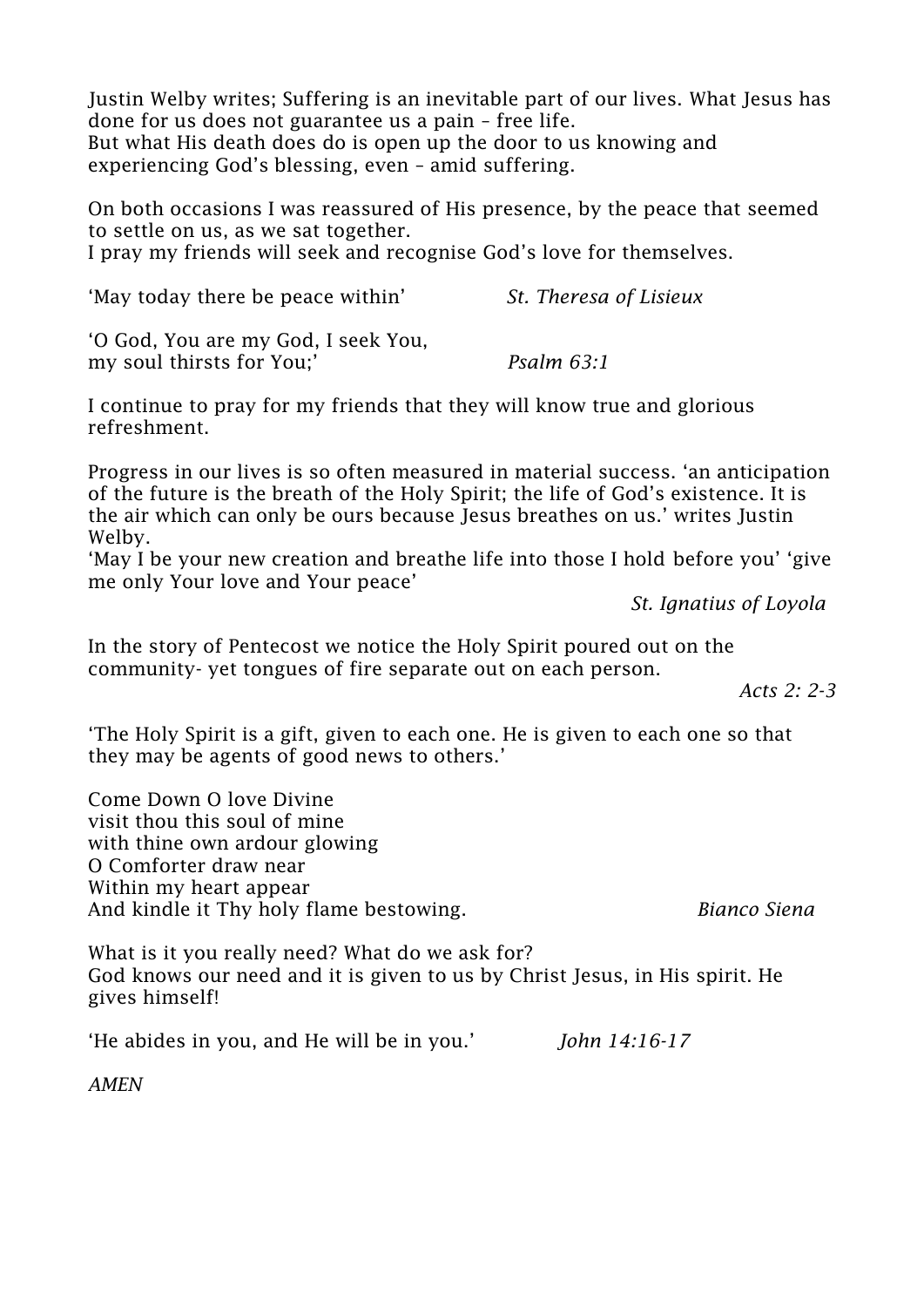Justin Welby writes; Suffering is an inevitable part of our lives. What Jesus has done for us does not guarantee us a pain – free life.
But what His death does do is open up the door to us knowing and experiencing God's blessing, even – amid suffering.

On both occasions I was reassured of His presence, by the peace that seemed to settle on us, as we sat together.
I pray my friends will seek and recognise God's love for themselves.

'May today there be peace within' *St. Theresa of Lisieux*

'O God, You are my God, I seek You,
my soul thirsts for You;' *Psalm 63:1*

I continue to pray for my friends that they will know true and glorious refreshment.

Progress in our lives is so often measured in material success. 'an anticipation of the future is the breath of the Holy Spirit; the life of God's existence. It is the air which can only be ours because Jesus breathes on us.' writes Justin Welby.
'May I be your new creation and breathe life into those I hold before you' 'give me only Your love and Your peace'

*St. Ignatius of Loyola*

In the story of Pentecost we notice the Holy Spirit poured out on the community- yet tongues of fire separate out on each person.

*Acts 2: 2-3*

'The Holy Spirit is a gift, given to each one. He is given to each one so that they may be agents of good news to others.'

Come Down O love Divine
visit thou this soul of mine
with thine own ardour glowing
O Comforter draw near
Within my heart appear
And kindle it Thy holy flame bestowing. *Bianco Siena*

What is it you really need? What do we ask for?
God knows our need and it is given to us by Christ Jesus, in His spirit. He gives himself!

'He abides in you, and He will be in you.' *John 14:16-17*

*AMEN*